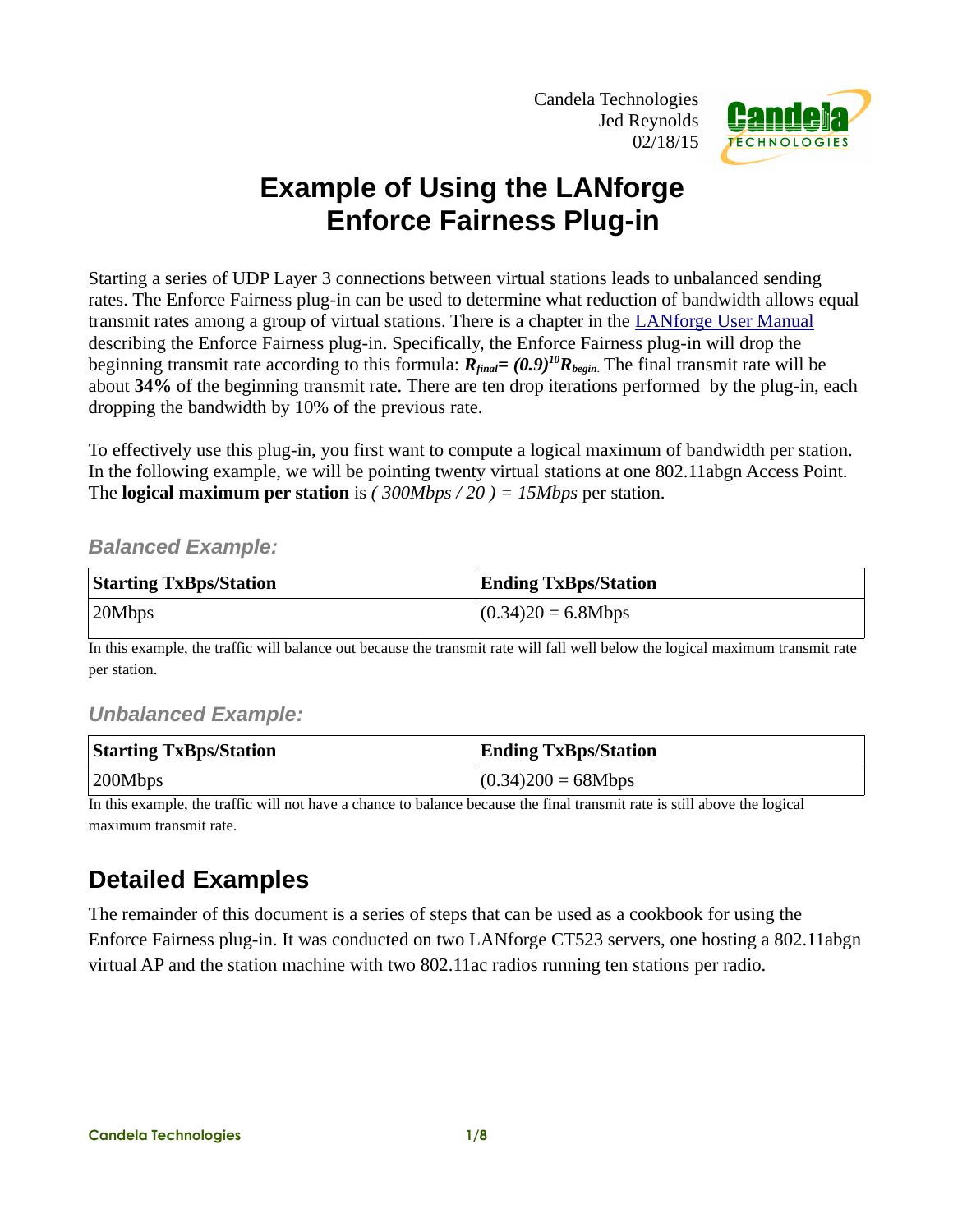Candela Technologies
Jed Reynolds
02/18/15

# Example of Using the LANforge Enforce Fairness Plug-in

Starting a series of UDP Layer 3 connections between virtual stations leads to unbalanced sending rates. The Enforce Fairness plug-in can be used to determine what reduction of bandwidth allows equal transmit rates among a group of virtual stations. There is a chapter in the LANforge User Manual describing the Enforce Fairness plug-in. Specifically, the Enforce Fairness plug-in will drop the beginning transmit rate according to this formula: $R_{final} = (0.9)^{10} R_{begin}$. The final transmit rate will be about **34%** of the beginning transmit rate. There are ten drop iterations performed by the plug-in, each dropping the bandwidth by 10% of the previous rate.

To effectively use this plug-in, you first want to compute a logical maximum of bandwidth per station. In the following example, we will be pointing twenty virtual stations at one 802.11abgn Access Point. The **logical maximum per station** is *( 300Mbps / 20 ) = 15Mbps* per station.

### Balanced Example:

| Starting TxBps/Station | Ending TxBps/Station |
|---|---|
| 20Mbps | (0.34)20 = 6.8Mbps |

In this example, the traffic will balance out because the transmit rate will fall well below the logical maximum transmit rate per station.

### Unbalanced Example:

| Starting TxBps/Station | Ending TxBps/Station |
|---|---|
| 200Mbps | (0.34)200 = 68Mbps |

In this example, the traffic will not have a chance to balance because the final transmit rate is still above the logical maximum transmit rate.

## Detailed Examples

The remainder of this document is a series of steps that can be used as a cookbook for using the Enforce Fairness plug-in. It was conducted on two LANforge CT523 servers, one hosting a 802.11abgn virtual AP and the station machine with two 802.11ac radios running ten stations per radio.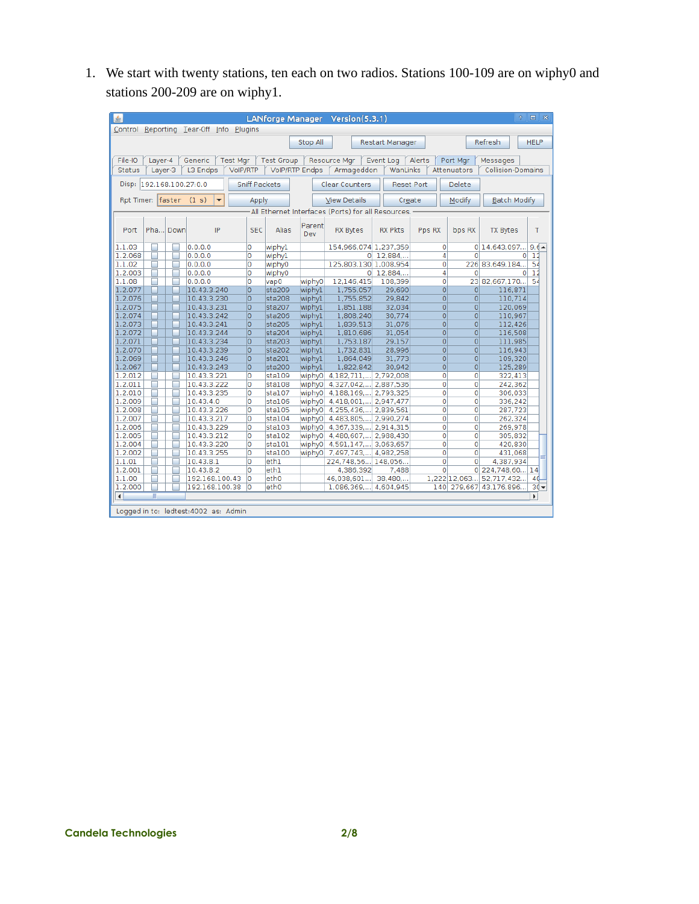1. We start with twenty stations, ten each on two radios. Stations 100-109 are on wiphy0 and stations 200-209 are on wiphy1.

LANforge Manager Version(5.3.1)

Control Reporting Tear-Off Info Plugins

Stop All | Restart Manager | Refresh | HELP

File-IO | Layer-4 | Generic | Test Mgr | Test Group | Resource Mgr | Event Log | Alerts | Port Mgr | Messages
Status | Layer-3 | L3 Endps | VoIP/RTP | VoIP/RTP Endps | Armageddon | WanLinks | Attenuators | Collision-Domains

Disp: 192.168.100.27:0.0 | Sniff Packets | Clear Counters | Reset Port | Delete

Rpt Timer: faster (1 s) | Apply | View Details | Create | Modify | Batch Modify

All Ethernet Interfaces (Ports) for all Resources

| Port | Pha... | Down | IP | SEC | Alias | Parent Dev | RX Bytes | RX Pkts | Pps RX | bps RX | TX Bytes | T |
|---|---|---|---|---|---|---|---|---|---|---|---|---|
| 1.1.03 | | | 0.0.0.0 | 0 | wiphy1 | | 154,966,074 | 1,237,359 | 0 | 0 | 14,643,097... | 9,6 |
| 1.2.068 | | | 0.0.0.0 | 0 | wiphy1 | | 0 | 12,884,... | 4 | 0 | 0 | 12 |
| 1.1.02 | | | 0.0.0.0 | 0 | wiphy0 | | 125,803,130 | 1,008,954 | 0 | 226 | 83,649,184... | 54 |
| 1.2.003 | | | 0.0.0.0 | 0 | wiphy0 | | 0 | 12,884,... | 4 | 0 | 0 | 12 |
| 1.1.08 | | | 0.0.0.0 | 0 | vap0 | wiphy0 | 12,146,415 | 108,399 | 0 | 23 | 82,667,170... | 54 |
| 1.2.077 | | | 10.43.3.240 | 0 | sta209 | wiphy1 | 1,755,057 | 29,690 | 0 | 0 | 116,871 | |
| 1.2.076 | | | 10.43.3.230 | 0 | sta208 | wiphy1 | 1,755,852 | 29,842 | 0 | 0 | 110,714 | |
| 1.2.075 | | | 10.43.3.231 | 0 | sta207 | wiphy1 | 1,851,188 | 32,034 | 0 | 0 | 120,069 | |
| 1.2.074 | | | 10.43.3.242 | 0 | sta206 | wiphy1 | 1,808,240 | 30,774 | 0 | 0 | 110,967 | |
| 1.2.073 | | | 10.43.3.241 | 0 | sta205 | wiphy1 | 1,839,513 | 31,076 | 0 | 0 | 112,426 | |
| 1.2.072 | | | 10.43.3.244 | 0 | sta204 | wiphy1 | 1,810,686 | 31,054 | 0 | 0 | 116,508 | |
| 1.2.071 | | | 10.43.3.234 | 0 | sta203 | wiphy1 | 1,753,187 | 29,157 | 0 | 0 | 111,985 | |
| 1.2.070 | | | 10.43.3.239 | 0 | sta202 | wiphy1 | 1,732,831 | 28,996 | 0 | 0 | 116,943 | |
| 1.2.069 | | | 10.43.3.246 | 0 | sta201 | wiphy1 | 1,864,049 | 31,773 | 0 | 0 | 109,320 | |
| 1.2.067 | | | 10.43.3.243 | 0 | sta200 | wiphy1 | 1,822,842 | 30,942 | 0 | 0 | 125,289 | |
| 1.2.012 | | | 10.43.3.221 | 0 | sta109 | wiphy0 | 4,182,711,... | 2,792,008 | 0 | 0 | 322,413 | |
| 1.2.011 | | | 10.43.3.222 | 0 | sta108 | wiphy0 | 4,327,042,... | 2,887,536 | 0 | 0 | 242,362 | |
| 1.2.010 | | | 10.43.3.235 | 0 | sta107 | wiphy0 | 4,188,169,... | 2,793,325 | 0 | 0 | 306,033 | |
| 1.2.009 | | | 10.43.4.0 | 0 | sta106 | wiphy0 | 4,418,001,... | 2,947,477 | 0 | 0 | 336,242 | |
| 1.2.008 | | | 10.43.3.226 | 0 | sta105 | wiphy0 | 4,255,436,... | 2,839,561 | 0 | 0 | 287,723 | |
| 1.2.007 | | | 10.43.3.217 | 0 | sta104 | wiphy0 | 4,483,805,... | 2,990,274 | 0 | 0 | 262,324 | |
| 1.2.006 | | | 10.43.3.229 | 0 | sta103 | wiphy0 | 4,367,339,... | 2,914,315 | 0 | 0 | 269,978 | |
| 1.2.005 | | | 10.43.3.212 | 0 | sta102 | wiphy0 | 4,480,607,... | 2,988,430 | 0 | 0 | 305,832 | |
| 1.2.004 | | | 10.43.3.220 | 0 | sta101 | wiphy0 | 4,591,147,... | 3,063,657 | 0 | 0 | 420,830 | |
| 1.2.002 | | | 10.43.3.255 | 0 | sta100 | wiphy0 | 7,497,743,... | 4,982,258 | 0 | 0 | 431,068 | |
| 1.1.01 | | | 10.43.8.1 | 0 | eth1 | | 224,748,56... | 148,056,... | 0 | 0 | 4,387,934 | |
| 1.2.001 | | | 10.43.8.2 | 0 | eth1 | | 4,386,392 | 7,488 | 0 | 0 | 224,748,60... | 14 |
| 1.1.00 | | | 192.168.100.43 | 0 | eth0 | | 46,038,601,... | 38,480,... | 1,222 | 12,063,... | 52,717,432... | 40 |
| 1.2.000 | | | 192.168.100.38 | 0 | eth0 | | 1,086,369,... | 4,604,945 | 140 | 279,667 | 43,176,896... | 30 |

Logged in to: ledtest:4002 as: Admin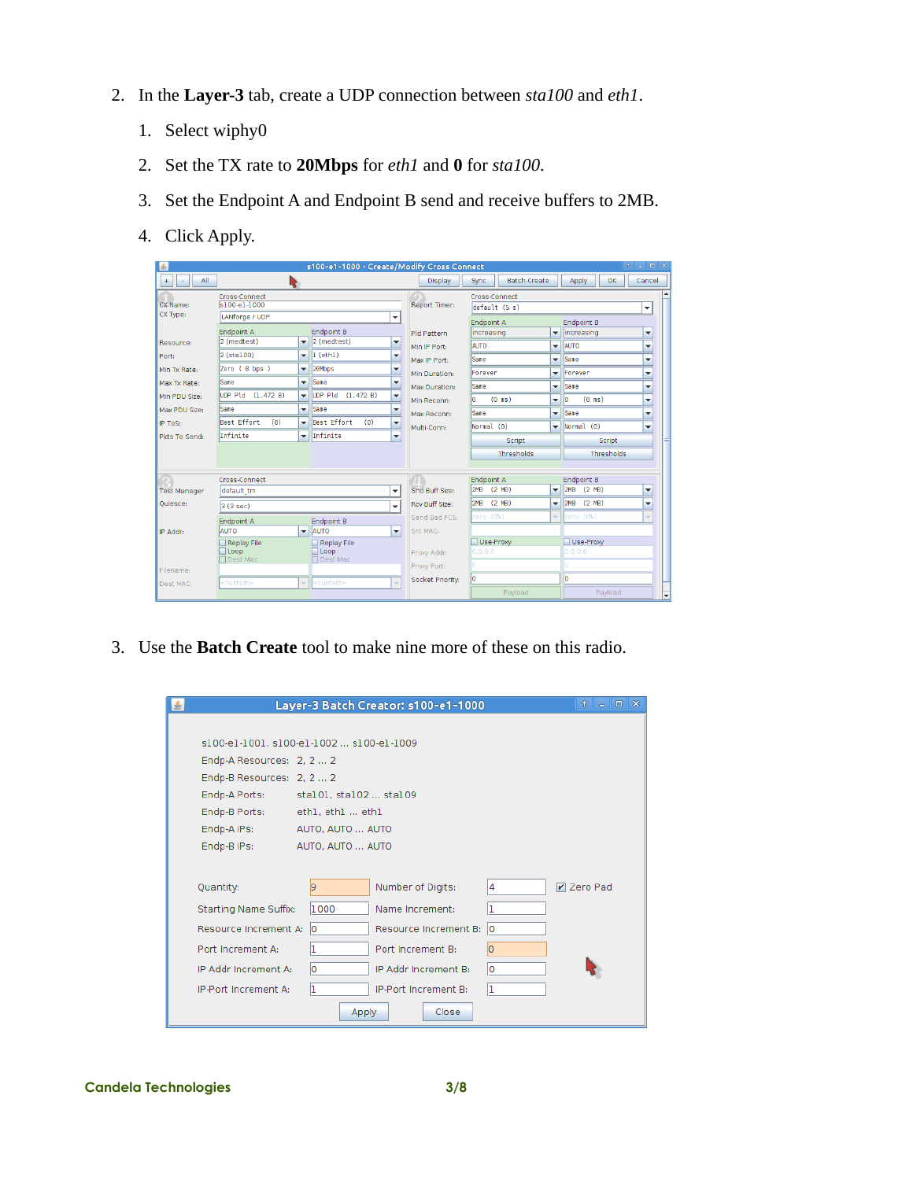2. In the **Layer-3** tab, create a UDP connection between *sta100* and *eth1*.
   1. Select wiphy0
   2. Set the TX rate to **20Mbps** for *eth1* and **0** for *sta100*.
   3. Set the Endpoint A and Endpoint B send and receive buffers to 2MB.
   4. Click Apply.

3. Use the **Batch Create** tool to make nine more of these on this radio.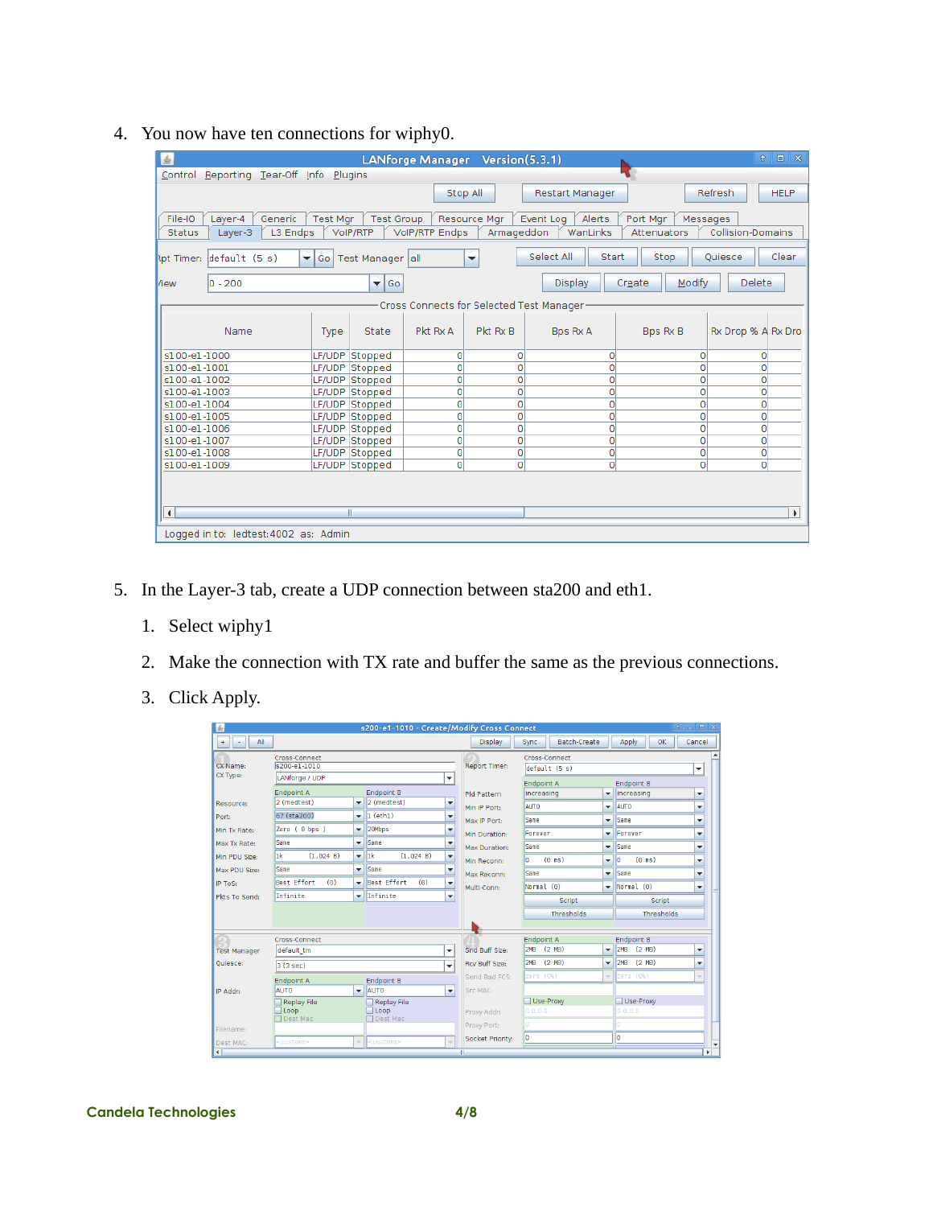4. You now have ten connections for wiphy0.

5. In the Layer-3 tab, create a UDP connection between sta200 and eth1.
   1. Select wiphy1
   2. Make the connection with TX rate and buffer the same as the previous connections.
   3. Click Apply.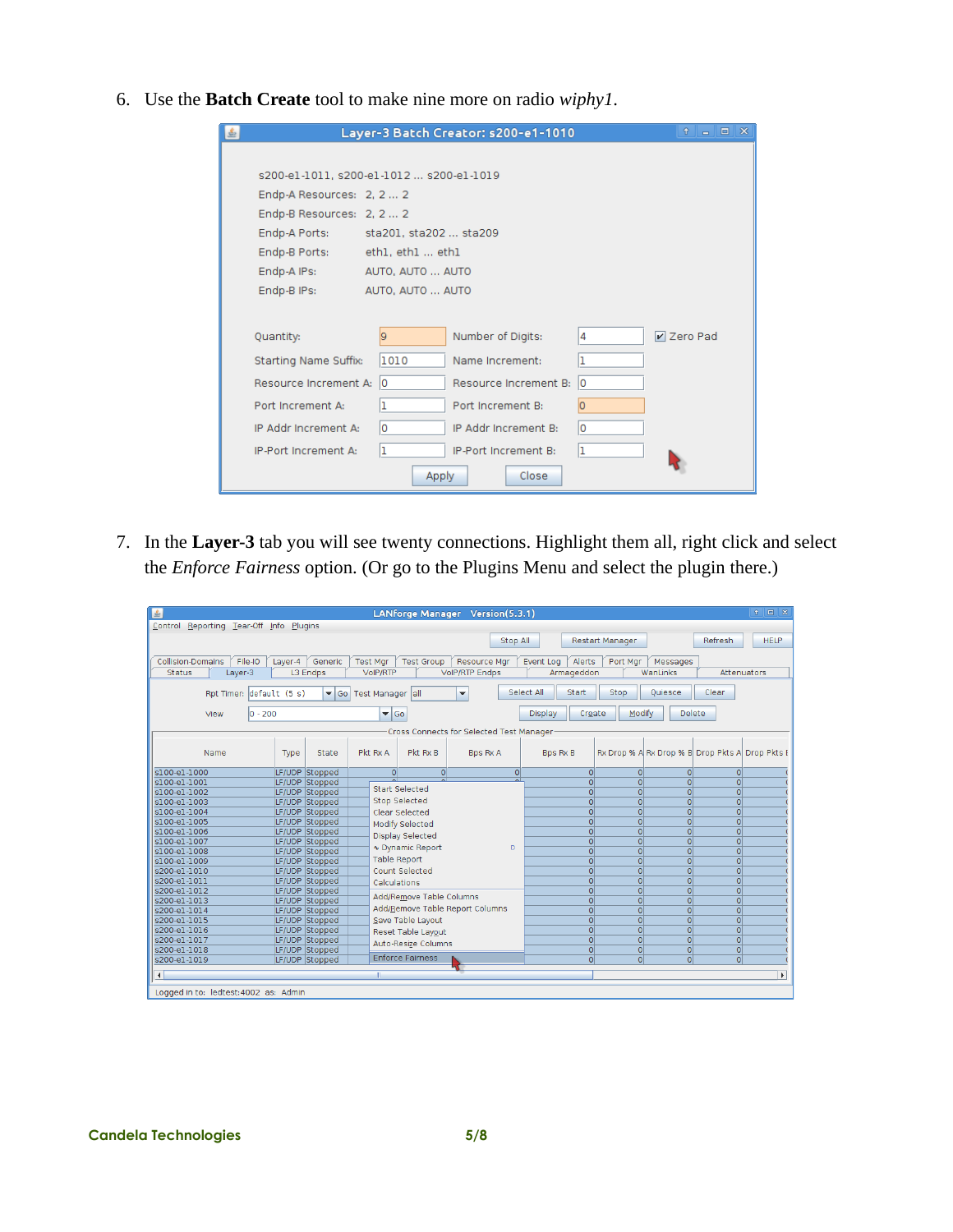6. Use the **Batch Create** tool to make nine more on radio *wiphy1*.

7. In the **Layer-3** tab you will see twenty connections. Highlight them all, right click and select the *Enforce Fairness* option. (Or go to the Plugins Menu and select the plugin there.)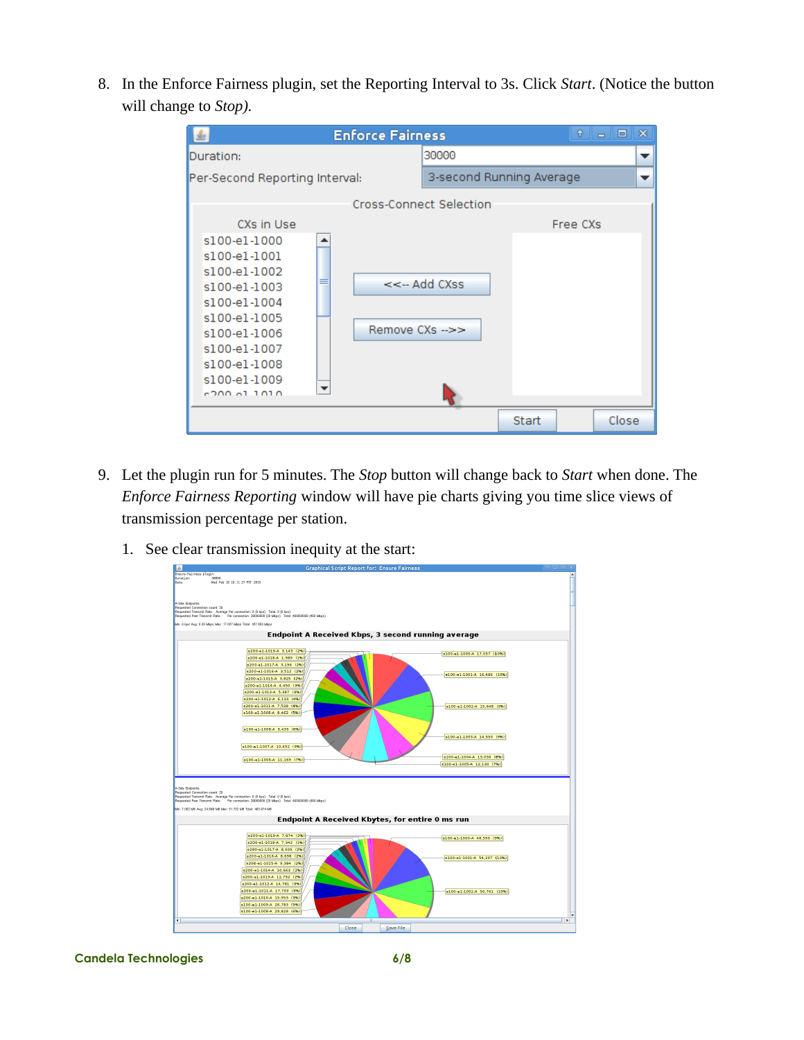8. In the Enforce Fairness plugin, set the Reporting Interval to 3s. Click *Start*. (Notice the button will change to *Stop)*.

9. Let the plugin run for 5 minutes. The *Stop* button will change back to *Start* when done. The *Enforce Fairness Reporting* window will have pie charts giving you time slice views of transmission percentage per station.

   1. See clear transmission inequity at the start: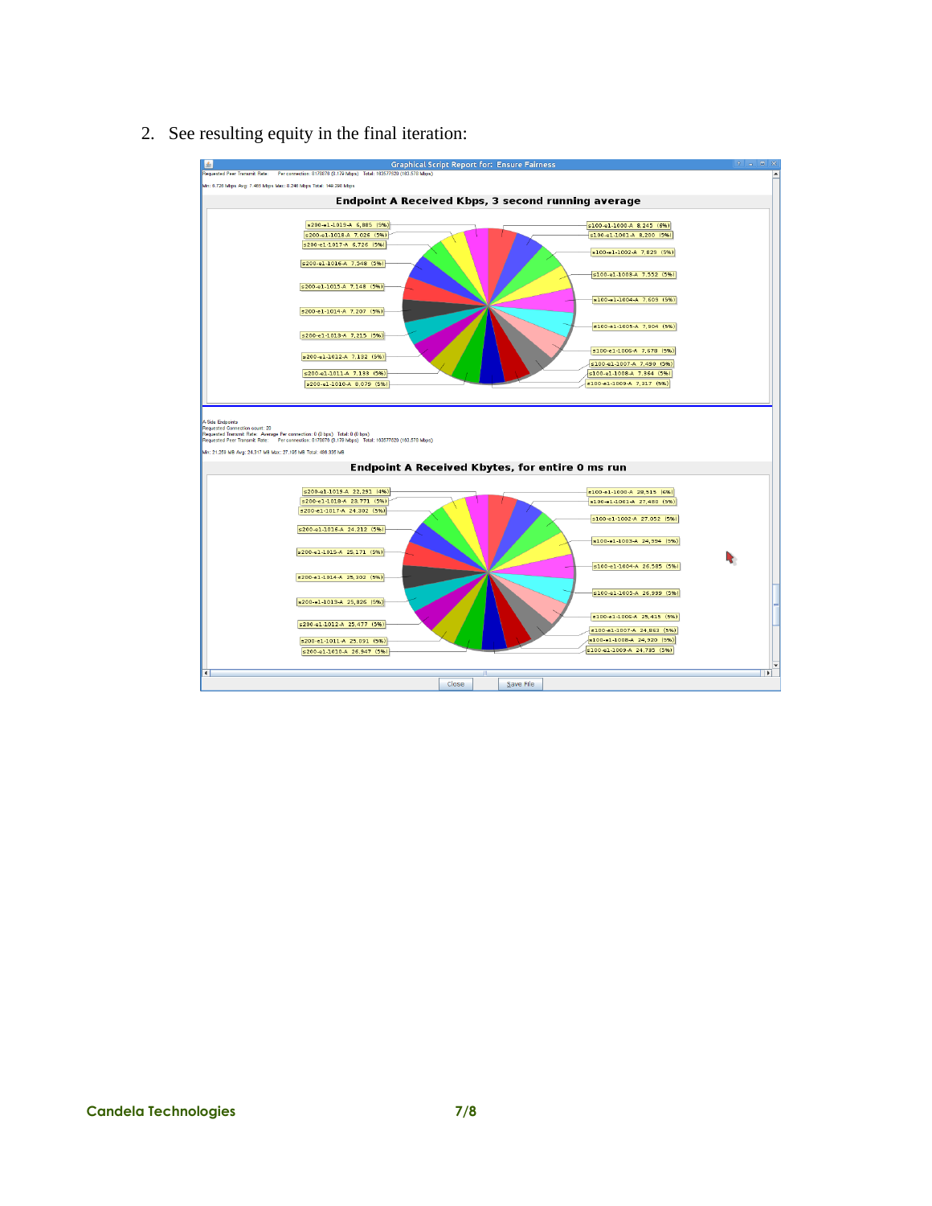2. See resulting equity in the final iteration: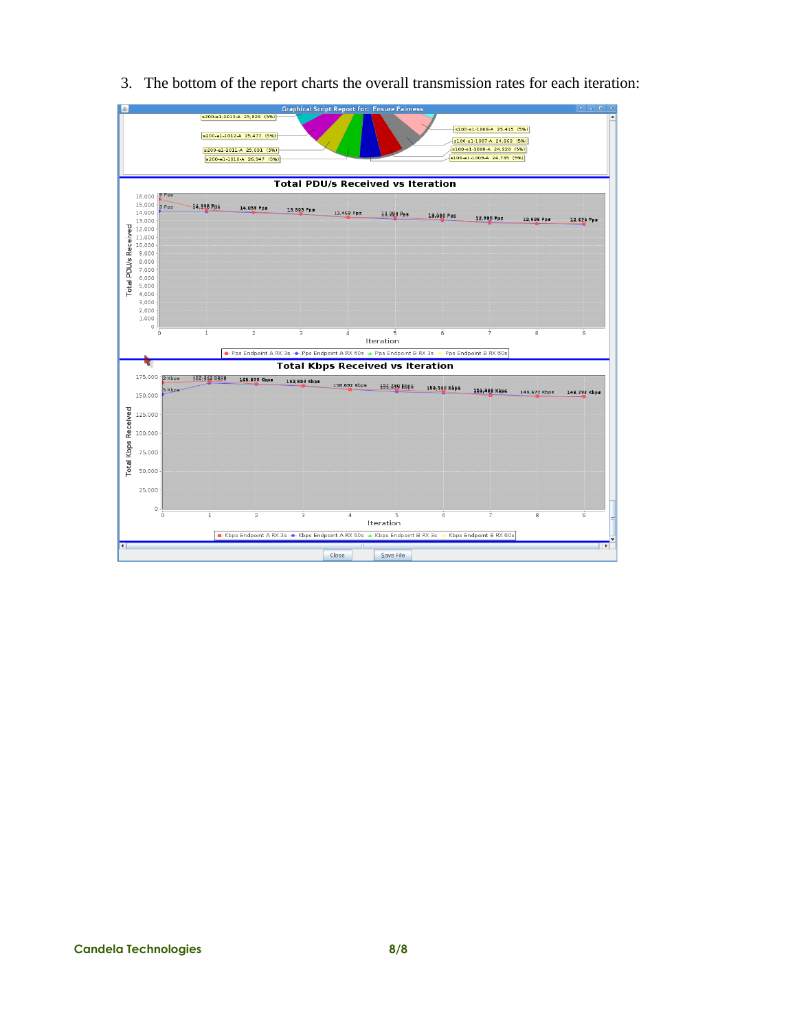3. The bottom of the report charts the overall transmission rates for each iteration:

Graphical Script Report for: Ensure Fairness

s200-e1-1013-A 25,826 (5%)
s200-e1-1012-A 25,477 (5%)
s200-e1-1011-A 25,091 (5%)
s200-e1-1010-A 26,947 (5%)
s100-e1-1006-A 25,415 (5%)
s100-e1-1007-A 24,863 (5%)
s100-e1-1008-A 24,920 (5%)
s100-e1-1009-A 24,735 (5%)

Total PDU/s Received vs Iteration

Total PDU/s Received

16,000
15,000
14,000
13,000
12,000
11,000
10,000
9,000
8,000
7,000
6,000
5,000
4,000
3,000
2,000
1,000
0

0 1 2 3 4 5 6 7 8 9

Iteration

14,058 Pps
13,805 Pps
13,469 Pps
12,698 Pps
12,621 Pps

Pps Endpoint A RX 3s · Pps Endpoint A RX 60s · Pps Endpoint B RX 3s · Pps Endpoint B RX 60s

Total Kbps Received vs Iteration

Total Kbps Received

175,000
150,000
125,000
100,000
75,000
50,000
25,000
0

0 1 2 3 4 5 6 7 8 9

Iteration

165,899 Kbps
162,860 Kbps
158,692 Kbps
149,571 Kbps
148,292 Kbps

Kbps Endpoint A RX 3s · Kbps Endpoint A RX 60s · Kbps Endpoint B RX 3s · Kbps Endpoint B RX 60s

Close    Save File